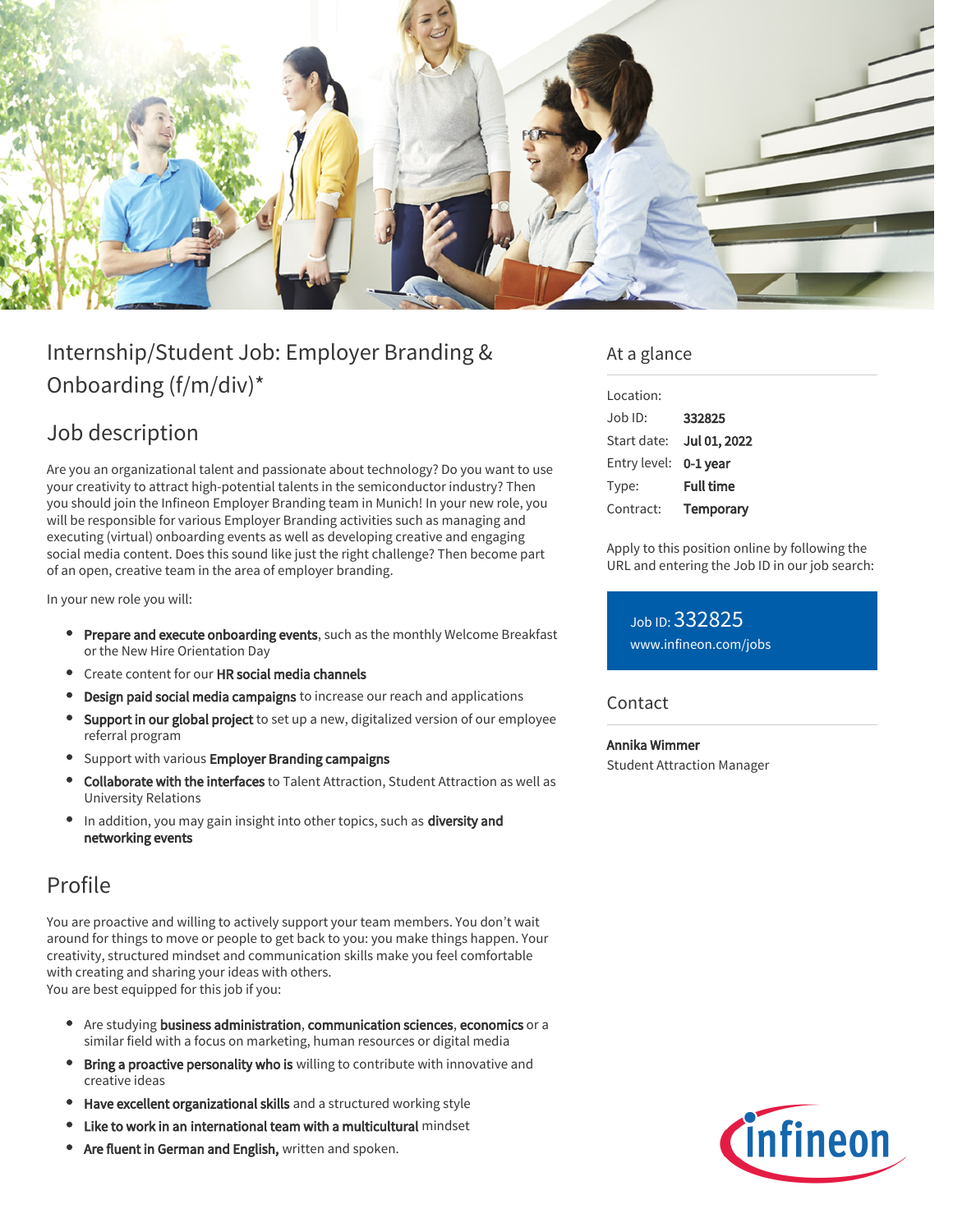# Internship/Student Job: Employer Branding & Onboarding (f/m/div)*

## Job description

Are you an organizational talent and passionate about technology? Do you want to use your creativity to attract high-potential talents in the semiconductor industry? Then you should join the Infineon Employer Branding team in Munich! In your new role, you will be responsible for various Employer Branding activities such as managing and executing (virtual) onboarding events as well as developing creative and engaging social media content. Does this sound like just the right challenge? Then become part of an open, creative team in the area of employer branding.

In your new role you will:

- **Prepare and execute onboarding events**, such as the monthly Welcome Breakfast or the New Hire Orientation Day
- Create content for our **HR social media channels**
- **Design paid social media campaigns** to increase our reach and applications
- **Support in our global project** to set up a new, digitalized version of our employee referral program
- Support with various **Employer Branding campaigns**
- **Collaborate with the interfaces** to Talent Attraction, Student Attraction as well as University Relations
- In addition, you may gain insight into other topics, such as **diversity and networking events**

## Profile

You are proactive and willing to actively support your team members. You don't wait around for things to move or people to get back to you: you make things happen. Your creativity, structured mindset and communication skills make you feel comfortable with creating and sharing your ideas with others.
You are best equipped for this job if you:

- Are studying **business administration**, **communication sciences**, **economics** or a similar field with a focus on marketing, human resources or digital media
- **Bring a proactive personality who is** willing to contribute with innovative and creative ideas
- **Have excellent organizational skills** and a structured working style
- **Like to work in an international team with a multicultural** mindset
- **Are fluent in German and English,** written and spoken.

## At a glance

| | |
|---|---|
| Location: | |
| Job ID: | **332825** |
| Start date: | **Jul 01, 2022** |
| Entry level: | **0-1 year** |
| Type: | **Full time** |
| Contract: | **Temporary** |

Apply to this position online by following the URL and entering the Job ID in our job search:

Job ID: 332825
www.infineon.com/jobs

## Contact

**Annika Wimmer**
Student Attraction Manager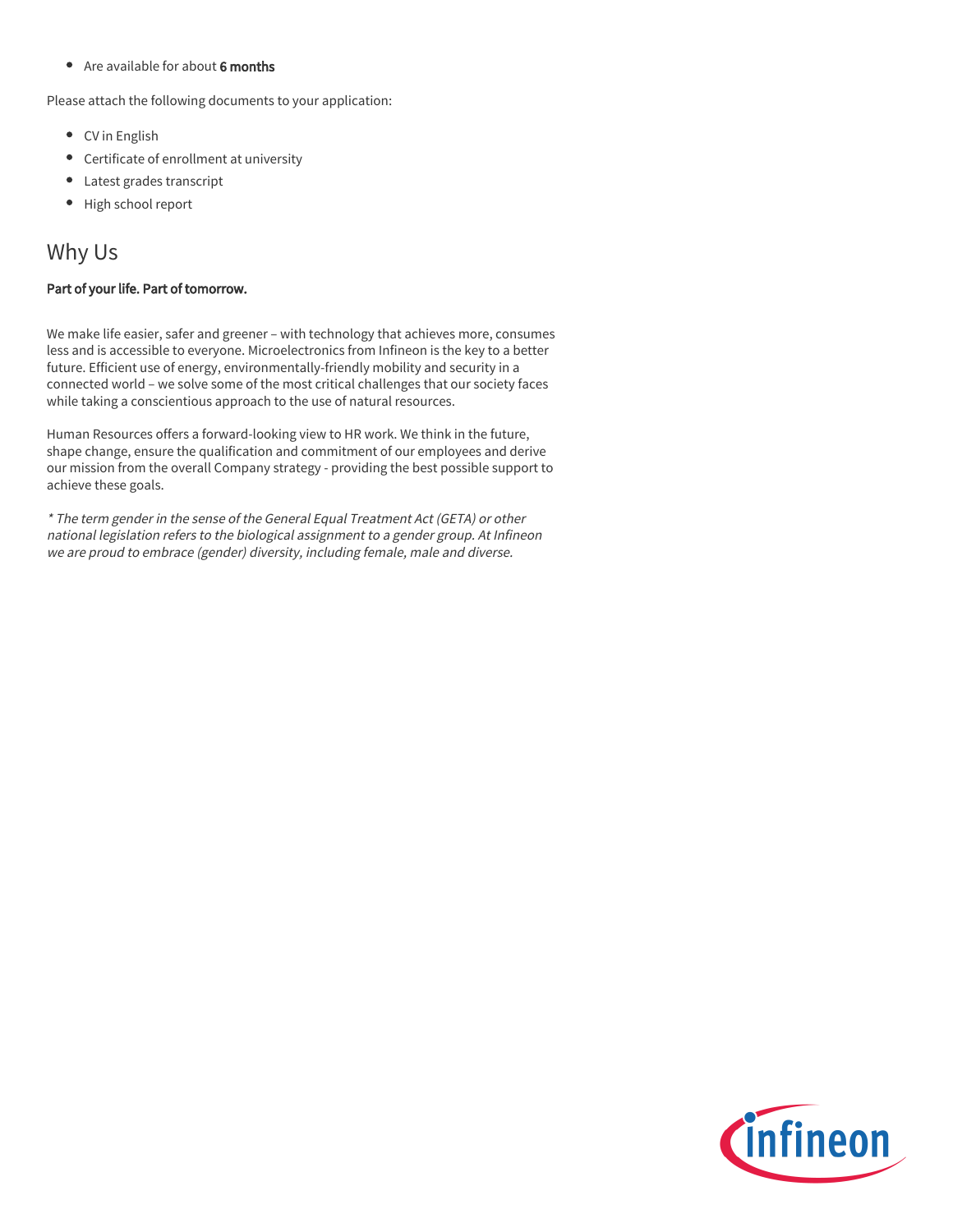- Are available for about **6 months**

Please attach the following documents to your application:

- CV in English
- Certificate of enrollment at university
- Latest grades transcript
- High school report

## Why Us

**Part of your life. Part of tomorrow.**

We make life easier, safer and greener – with technology that achieves more, consumes less and is accessible to everyone. Microelectronics from Infineon is the key to a better future. Efficient use of energy, environmentally-friendly mobility and security in a connected world – we solve some of the most critical challenges that our society faces while taking a conscientious approach to the use of natural resources.

Human Resources offers a forward-looking view to HR work. We think in the future, shape change, ensure the qualification and commitment of our employees and derive our mission from the overall Company strategy - providing the best possible support to achieve these goals.

*\* The term gender in the sense of the General Equal Treatment Act (GETA) or other national legislation refers to the biological assignment to a gender group. At Infineon we are proud to embrace (gender) diversity, including female, male and diverse.*